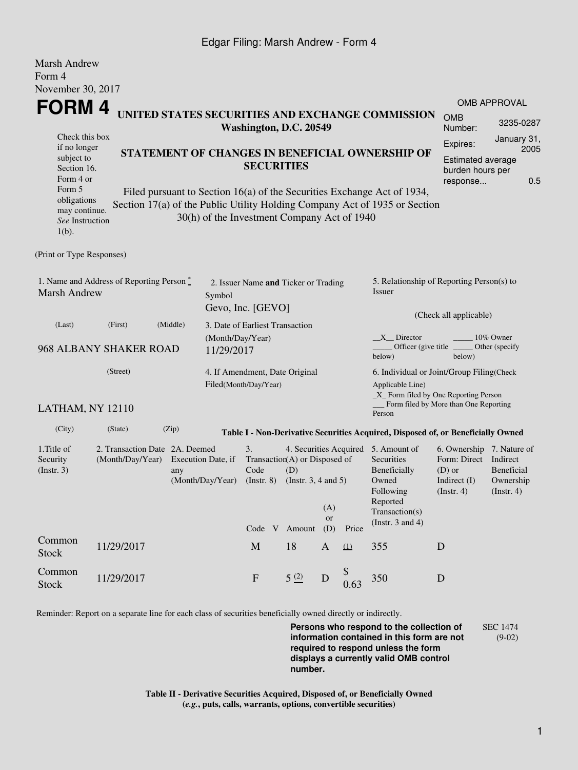Edgar Filing: Marsh Andrew - Form 4

Marsh Andrew
Form 4
November 30, 2017

# FORM 4

**UNITED STATES SECURITIES AND EXCHANGE COMMISSION**
**Washington, D.C. 20549**

Check this box if no longer subject to Section 16. Form 4 or Form 5 obligations may continue. *See* Instruction 1(b).

**STATEMENT OF CHANGES IN BENEFICIAL OWNERSHIP OF SECURITIES**

Filed pursuant to Section 16(a) of the Securities Exchange Act of 1934, Section 17(a) of the Public Utility Holding Company Act of 1935 or Section 30(h) of the Investment Company Act of 1940

| OMB APPROVAL | |
|---|---|
| OMB Number: | 3235-0287 |
| Expires: | January 31, 2005 |
| Estimated average burden hours per response... | 0.5 |

(Print or Type Responses)

1. Name and Address of Reporting Person *
Marsh Andrew

(Last) (First) (Middle)

968 ALBANY SHAKER ROAD

(Street)

LATHAM, NY 12110

(City) (State) (Zip)

2. Issuer Name **and** Ticker or Trading Symbol
Gevo, Inc. [GEVO]

3. Date of Earliest Transaction (Month/Day/Year)
11/29/2017

4. If Amendment, Date Original Filed(Month/Day/Year)

5. Relationship of Reporting Person(s) to Issuer

(Check all applicable)

\_X\_ Director
\_\_\_\_\_ 10% Owner
\_\_\_\_\_ Officer (give title below)
\_\_\_\_\_ Other (specify below)

6. Individual or Joint/Group Filing(Check Applicable Line)
\_X\_ Form filed by One Reporting Person
\_\_\_ Form filed by More than One Reporting Person

**Table I - Non-Derivative Securities Acquired, Disposed of, or Beneficially Owned**

| 1.Title of Security (Instr. 3) | 2. Transaction Date (Month/Day/Year) | 2A. Deemed Execution Date, if any (Month/Day/Year) | 3. Transaction Code (Instr. 8) | | 4. Securities Acquired (A) or Disposed of (D) (Instr. 3, 4 and 5) | | | 5. Amount of Securities Beneficially Owned Following Reported Transaction(s) (Instr. 3 and 4) | 6. Ownership Form: Direct (D) or Indirect (I) (Instr. 4) | 7. Nature of Indirect Beneficial Ownership (Instr. 4) |
|---|---|---|---|---|---|---|---|---|---|---|
| | | | Code | V | Amount | (A) or (D) | Price | | | |
| Common Stock | 11/29/2017 | | M | | 18 | A | (1) | 355 | D | |
| Common Stock | 11/29/2017 | | F | | 5 (2) | D | $ 0.63 | 350 | D | |

Reminder: Report on a separate line for each class of securities beneficially owned directly or indirectly.

**Persons who respond to the collection of information contained in this form are not required to respond unless the form displays a currently valid OMB control number.**

SEC 1474 (9-02)

**Table II - Derivative Securities Acquired, Disposed of, or Beneficially Owned**
**(*e.g.*, puts, calls, warrants, options, convertible securities)**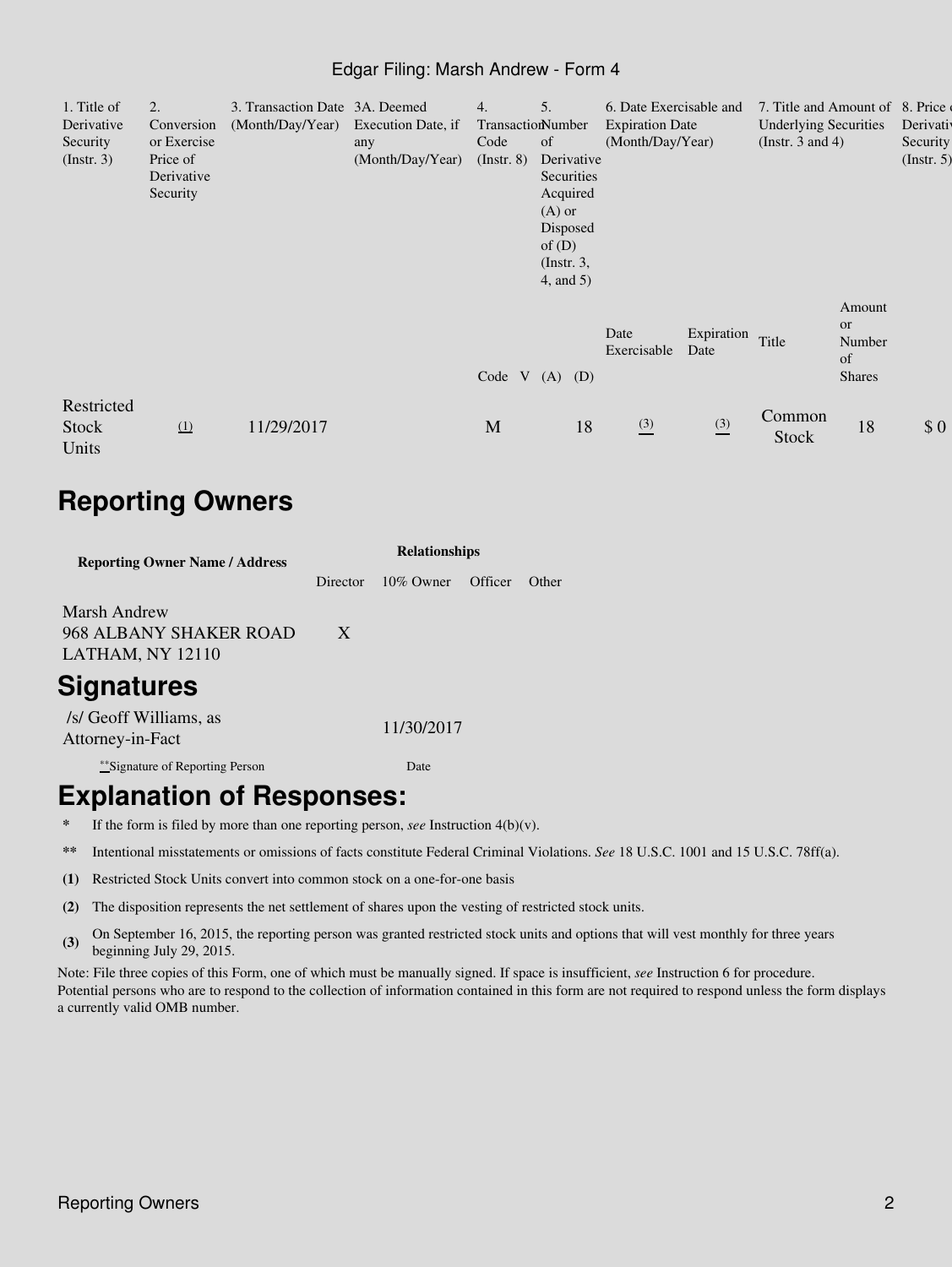| 1. Title of Derivative Security (Instr. 3) | 2. Conversion or Exercise Price of Derivative Security | 3. Transaction Date (Month/Day/Year) | 3A. Deemed Execution Date, if any (Month/Day/Year) | 4. Transaction Code (Instr. 8) | | 5. Number of Derivative Securities Acquired (A) or Disposed of (D) (Instr. 3, 4, and 5) | | 6. Date Exercisable and Expiration Date (Month/Day/Year) | | 7. Title and Amount of Underlying Securities (Instr. 3 and 4) | | 8. Price of Derivative Security (Instr. 5) |
|---|---|---|---|---|---|---|---|---|---|---|---|---|
| | | | | Code | V | (A) | (D) | Date Exercisable | Expiration Date | Title | Amount or Number of Shares | |
| Restricted Stock Units | (1) | 11/29/2017 | | M | | | 18 | (3) | (3) | Common Stock | 18 | $ 0 |

## Reporting Owners

| Reporting Owner Name / Address | Relationships | | | |
|---|---|---|---|---|
| | Director | 10% Owner | Officer | Other |
| Marsh Andrew<br>968 ALBANY SHAKER ROAD<br>LATHAM, NY 12110 | X | | | |

## Signatures

| | |
|---|---|
| /s/ Geoff Williams, as Attorney-in-Fact | 11/30/2017 |
| **Signature of Reporting Person | Date |

## Explanation of Responses:

- \* If the form is filed by more than one reporting person, *see* Instruction 4(b)(v).
- \*\* Intentional misstatements or omissions of facts constitute Federal Criminal Violations. *See* 18 U.S.C. 1001 and 15 U.S.C. 78ff(a).
- **(1)** Restricted Stock Units convert into common stock on a one-for-one basis
- **(2)** The disposition represents the net settlement of shares upon the vesting of restricted stock units.
- **(3)** On September 16, 2015, the reporting person was granted restricted stock units and options that will vest monthly for three years beginning July 29, 2015.

Note: File three copies of this Form, one of which must be manually signed. If space is insufficient, *see* Instruction 6 for procedure.
Potential persons who are to respond to the collection of information contained in this form are not required to respond unless the form displays a currently valid OMB number.